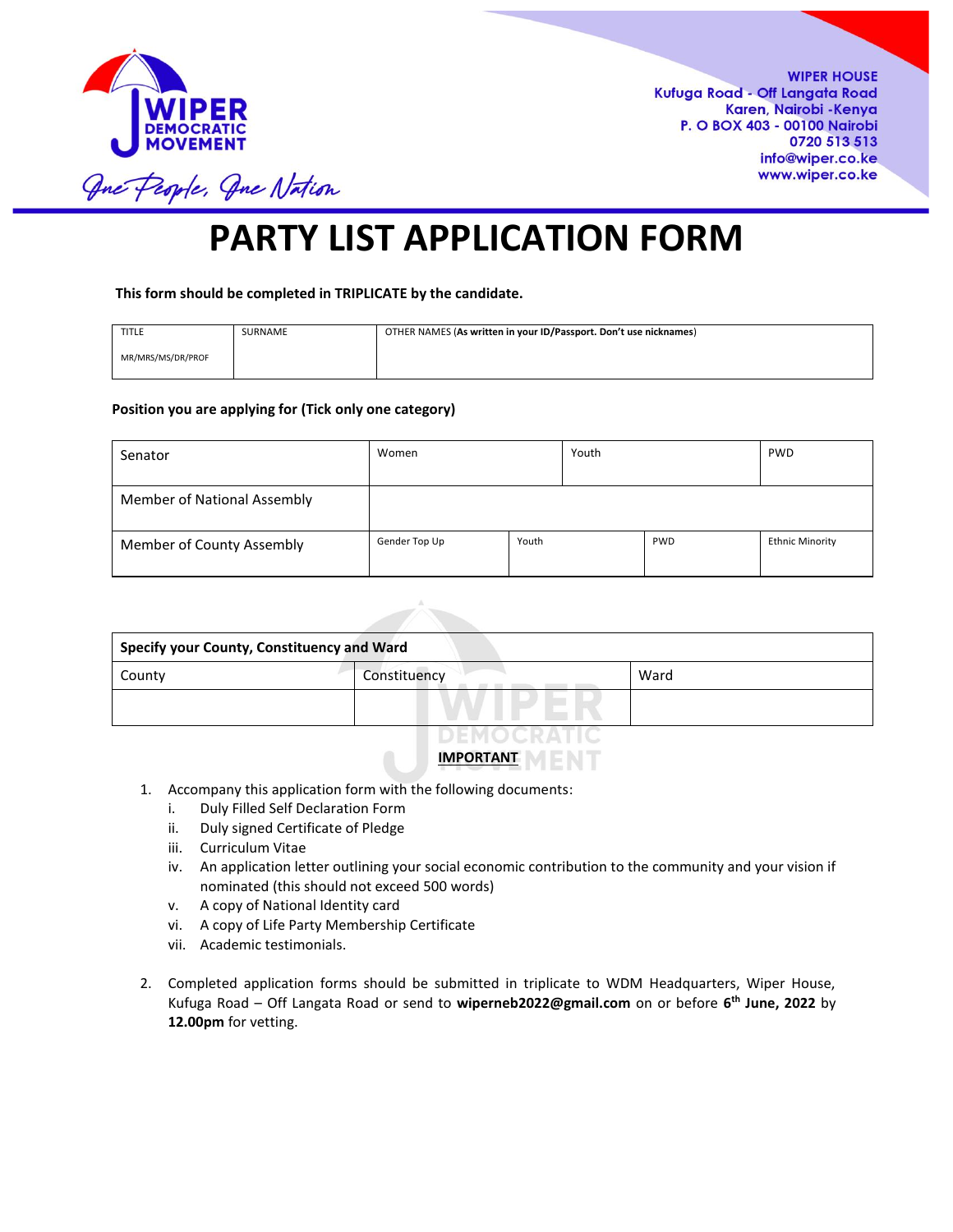WIPER DEMOCRATIC MOVEMENT

*One People, One Nation*

**WIPER HOUSE**
**Kufuga Road - Off Langata Road**
**Karen, Nairobi -Kenya**
**P. O BOX 403 - 00100 Nairobi**
**0720 513 513**
**info@wiper.co.ke**
**www.wiper.co.ke**

# PARTY LIST APPLICATION FORM

**This form should be completed in TRIPLICATE by the candidate.**

| TITLE<br>MR/MRS/MS/DR/PROF | SURNAME | OTHER NAMES (**As written in your ID/Passport. Don't use nicknames**) |
|---|---|---|

**Position you are applying for (Tick only one category)**

| | | | | |
|---|---|---|---|---|
| Senator | Women | | Youth | PWD |
| Member of National Assembly | | | | |
| Member of County Assembly | Gender Top Up | Youth | PWD | Ethnic Minority |

| **Specify your County, Constituency and Ward** | | |
|---|---|---|
| County | Constituency | Ward |
| | | |

**IMPORTANT**

1. Accompany this application form with the following documents:
   i. Duly Filled Self Declaration Form
   ii. Duly signed Certificate of Pledge
   iii. Curriculum Vitae
   iv. An application letter outlining your social economic contribution to the community and your vision if nominated (this should not exceed 500 words)
   v. A copy of National Identity card
   vi. A copy of Life Party Membership Certificate
   vii. Academic testimonials.

2. Completed application forms should be submitted in triplicate to WDM Headquarters, Wiper House, Kufuga Road – Off Langata Road or send to **wiperneb2022@gmail.com** on or before **6th June, 2022** by **12.00pm** for vetting.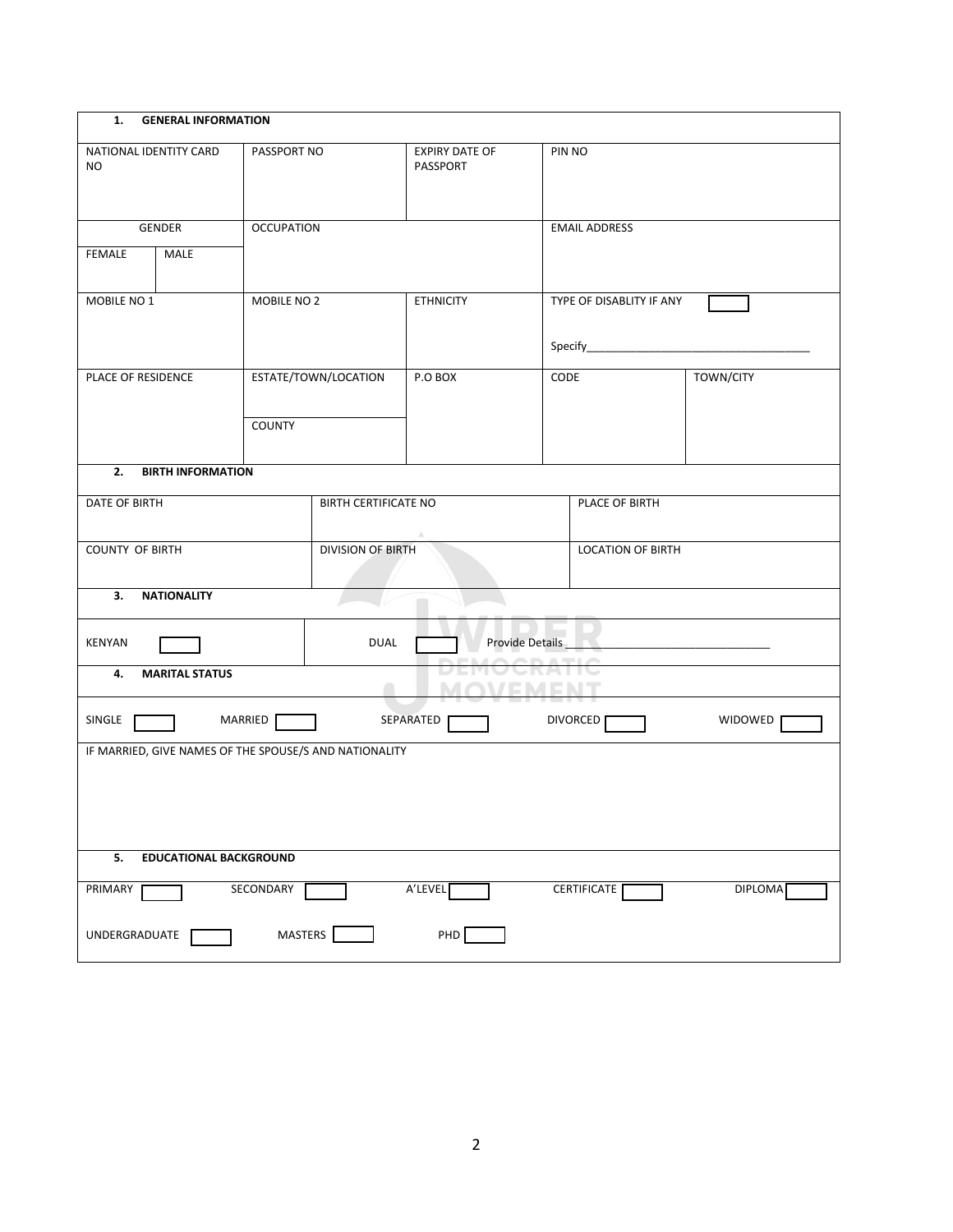## 1. GENERAL INFORMATION

| NATIONAL IDENTITY CARD NO | | PASSPORT NO | EXPIRY DATE OF PASSPORT | PIN NO | |
|---|---|---|---|---|---|
| GENDER | | OCCUPATION | | EMAIL ADDRESS | |
| FEMALE | MALE | | | | |
| MOBILE NO 1 | | MOBILE NO 2 | ETHNICITY | TYPE OF DISABLITY IF ANY ☐<br>Specify_____________________________________ | |
| PLACE OF RESIDENCE | | ESTATE/TOWN/LOCATION<br><br>COUNTY | P.O BOX | CODE | TOWN/CITY |

## 2. BIRTH INFORMATION

| DATE OF BIRTH | BIRTH CERTIFICATE NO | PLACE OF BIRTH |
|---|---|---|
| COUNTY OF BIRTH | DIVISION OF BIRTH | LOCATION OF BIRTH |

## 3. NATIONALITY

KENYAN ☐ DUAL ☐ Provide Details________________________________

## 4. MARITAL STATUS

SINGLE ☐ MARRIED ☐ SEPARATED ☐ DIVORCED ☐ WIDOWED ☐

IF MARRIED, GIVE NAMES OF THE SPOUSE/S AND NATIONALITY

## 5. EDUCATIONAL BACKGROUND

PRIMARY ☐ SECONDARY ☐ A'LEVEL ☐ CERTIFICATE ☐ DIPLOMA ☐

UNDERGRADUATE ☐ MASTERS ☐ PHD ☐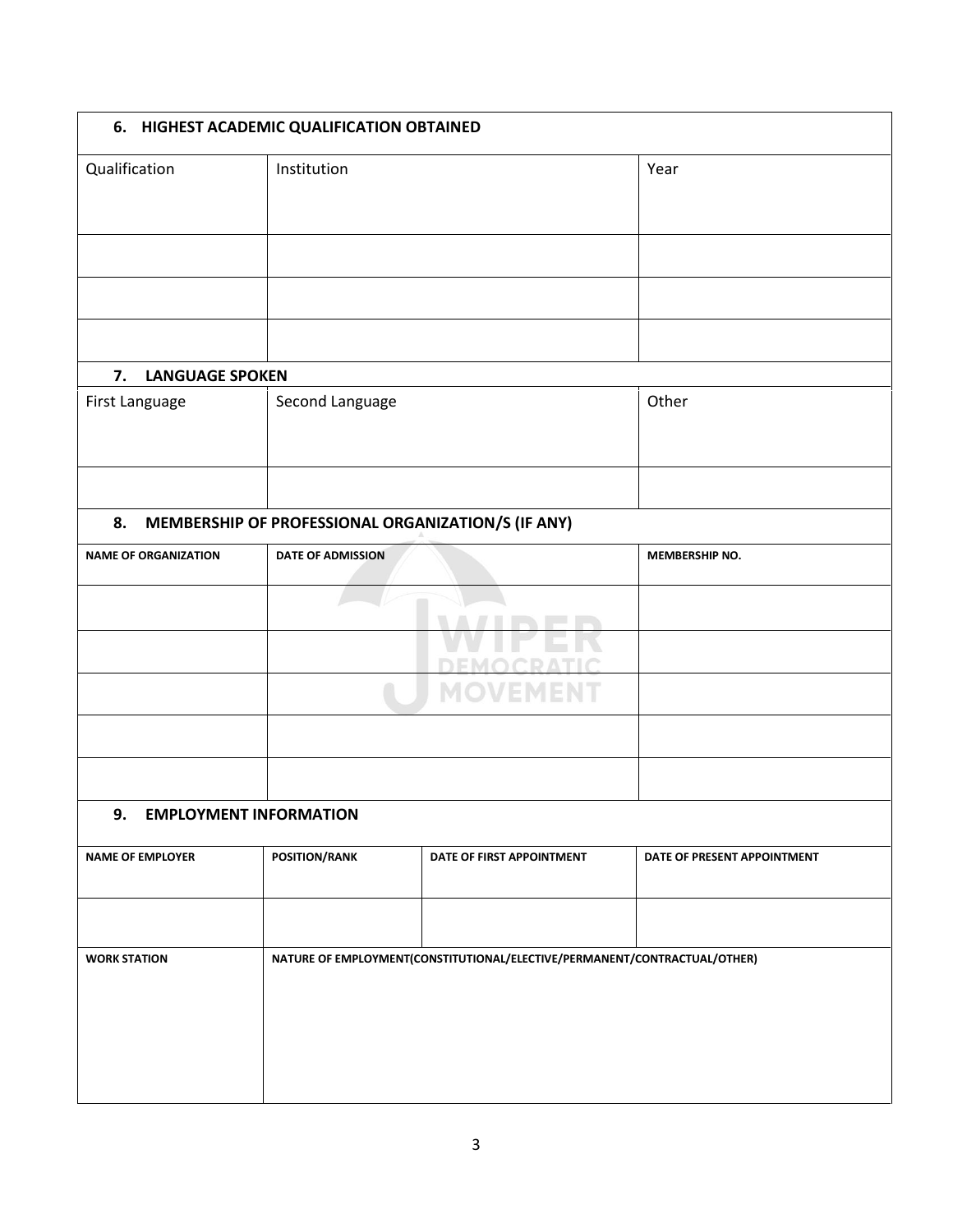**6. HIGHEST ACADEMIC QUALIFICATION OBTAINED**

| Qualification | Institution | Year |
|---|---|---|
| | | |
| | | |
| | | |

**7. LANGUAGE SPOKEN**

| First Language | Second Language | Other |
|---|---|---|
| | | |

**8. MEMBERSHIP OF PROFESSIONAL ORGANIZATION/S (IF ANY)**

| NAME OF ORGANIZATION | DATE OF ADMISSION | MEMBERSHIP NO. |
|---|---|---|
| | | |
| | | |
| | | |
| | | |
| | | |

**9. EMPLOYMENT INFORMATION**

| NAME OF EMPLOYER | POSITION/RANK | DATE OF FIRST APPOINTMENT | DATE OF PRESENT APPOINTMENT |
|---|---|---|---|
| | | | |
| **WORK STATION** | **NATURE OF EMPLOYMENT(CONSTITUTIONAL/ELECTIVE/PERMANENT/CONTRACTUAL/OTHER)** | | |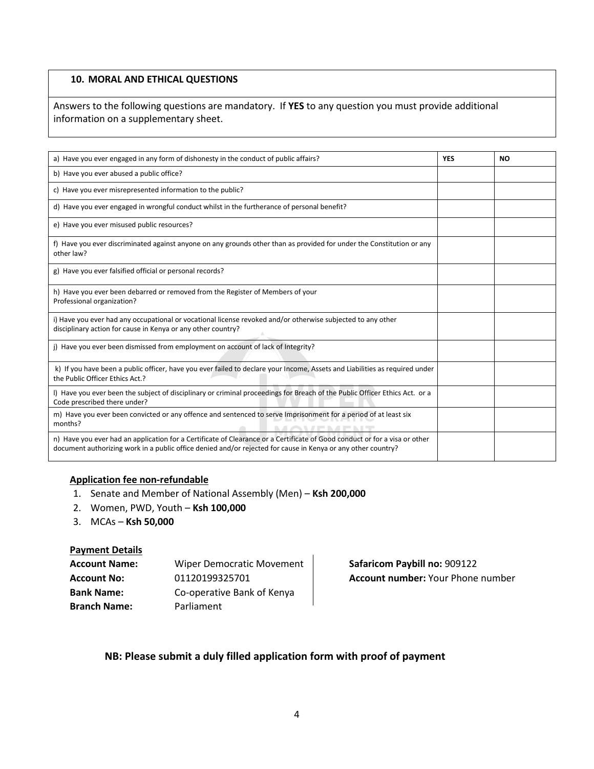## 10. MORAL AND ETHICAL QUESTIONS

Answers to the following questions are mandatory. If **YES** to any question you must provide additional information on a supplementary sheet.

| a) Have you ever engaged in any form of dishonesty in the conduct of public affairs? | **YES** | **NO** |
|---|---|---|
| b) Have you ever abused a public office? | | |
| c) Have you ever misrepresented information to the public? | | |
| d) Have you ever engaged in wrongful conduct whilst in the furtherance of personal benefit? | | |
| e) Have you ever misused public resources? | | |
| f) Have you ever discriminated against anyone on any grounds other than as provided for under the Constitution or any other law? | | |
| g) Have you ever falsified official or personal records? | | |
| h) Have you ever been debarred or removed from the Register of Members of your Professional organization? | | |
| i) Have you ever had any occupational or vocational license revoked and/or otherwise subjected to any other disciplinary action for cause in Kenya or any other country? | | |
| j) Have you ever been dismissed from employment on account of lack of Integrity? | | |
| k) If you have been a public officer, have you ever failed to declare your Income, Assets and Liabilities as required under the Public Officer Ethics Act.? | | |
| l) Have you ever been the subject of disciplinary or criminal proceedings for Breach of the Public Officer Ethics Act. or a Code prescribed there under? | | |
| m) Have you ever been convicted or any offence and sentenced to serve Imprisonment for a period of at least six months? | | |
| n) Have you ever had an application for a Certificate of Clearance or a Certificate of Good conduct or for a visa or other document authorizing work in a public office denied and/or rejected for cause in Kenya or any other country? | | |

**Application fee non-refundable**

1. Senate and Member of National Assembly (Men) – **Ksh 200,000**
2. Women, PWD, Youth – **Ksh 100,000**
3. MCAs – **Ksh 50,000**

**Payment Details**

**Account Name:** Wiper Democratic Movement
**Account No:** 01120199325701
**Bank Name:** Co-operative Bank of Kenya
**Branch Name:** Parliament

**Safaricom Paybill no:** 909122
**Account number:** Your Phone number

**NB: Please submit a duly filled application form with proof of payment**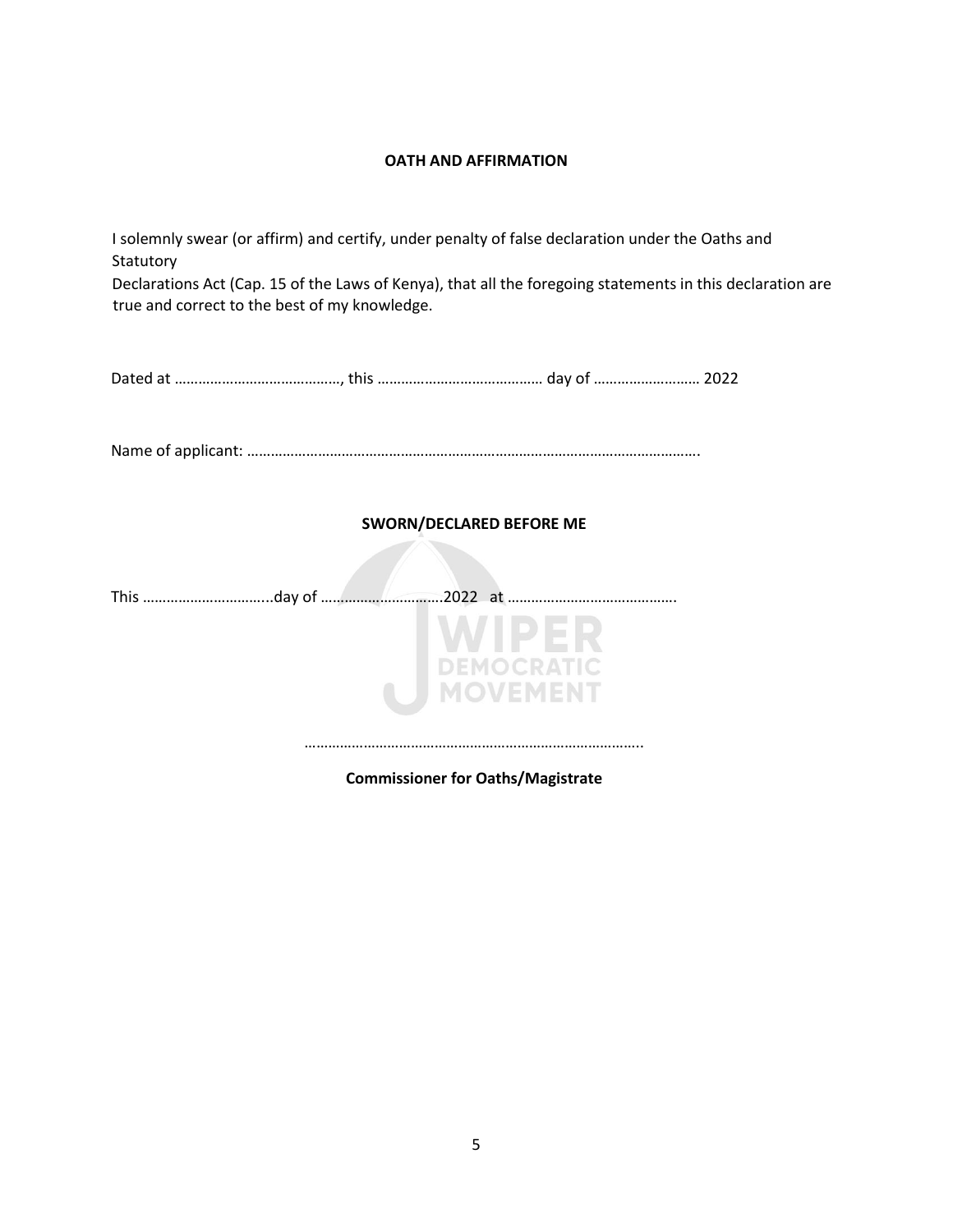**OATH AND AFFIRMATION**

I solemnly swear (or affirm) and certify, under penalty of false declaration under the Oaths and Statutory Declarations Act (Cap. 15 of the Laws of Kenya), that all the foregoing statements in this declaration are true and correct to the best of my knowledge.

Dated at ……………………………………, this …………………………………… day of ……………………… 2022

Name of applicant: …………………………………………………………………………………………………….

**SWORN/DECLARED BEFORE ME**

This …………………………...day of …………………………2022 at …………………………………….

…………………………………………………………………………..

**Commissioner for Oaths/Magistrate**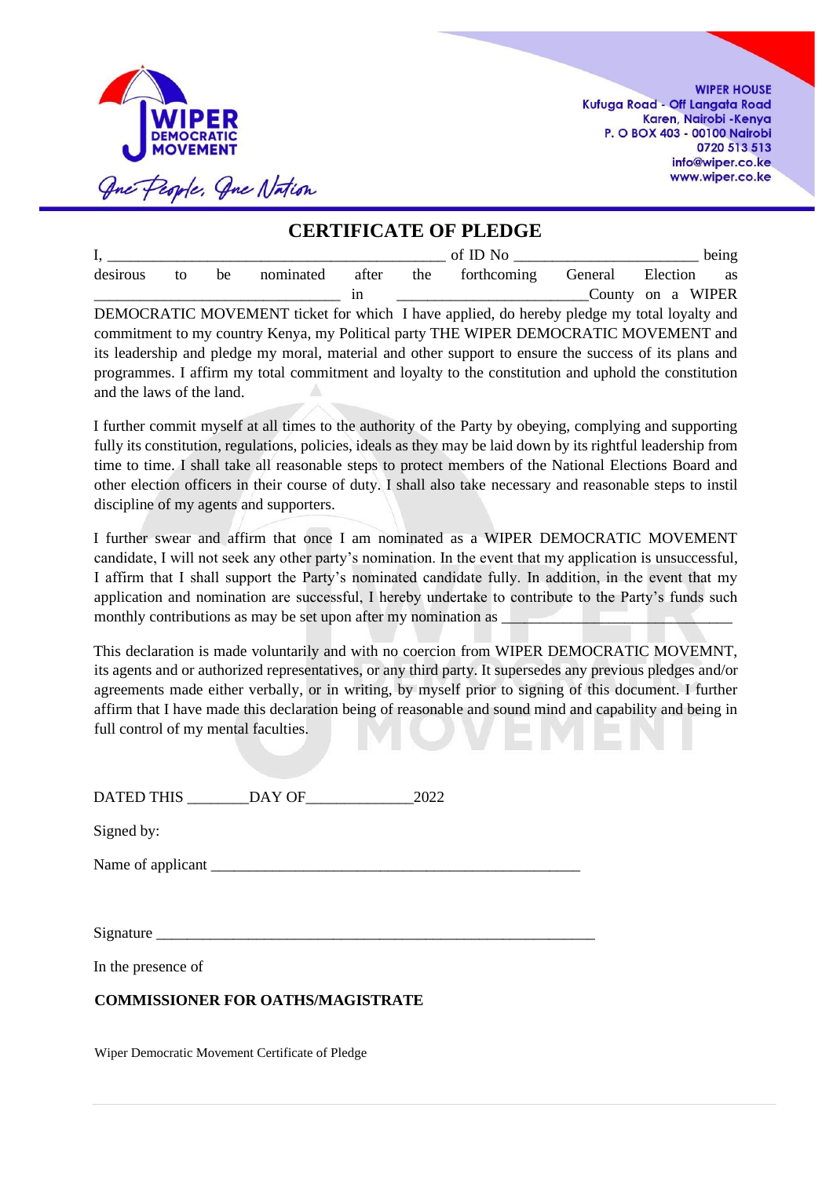WIPER DEMOCRATIC MOVEMENT

One People, One Nation

WIPER HOUSE
Kufuga Road - Off Langata Road
Karen, Nairobi -Kenya
P. O BOX 403 - 00100 Nairobi
0720 513 513
info@wiper.co.ke
www.wiper.co.ke

# CERTIFICATE OF PLEDGE

I, ___________________________________________ of ID No _______________________ being desirous to be nominated after the forthcoming General Election as _______________________________ in ________________________County on a WIPER DEMOCRATIC MOVEMENT ticket for which I have applied, do hereby pledge my total loyalty and commitment to my country Kenya, my Political party THE WIPER DEMOCRATIC MOVEMENT and its leadership and pledge my moral, material and other support to ensure the success of its plans and programmes. I affirm my total commitment and loyalty to the constitution and uphold the constitution and the laws of the land.

I further commit myself at all times to the authority of the Party by obeying, complying and supporting fully its constitution, regulations, policies, ideals as they may be laid down by its rightful leadership from time to time. I shall take all reasonable steps to protect members of the National Elections Board and other election officers in their course of duty. I shall also take necessary and reasonable steps to instil discipline of my agents and supporters.

I further swear and affirm that once I am nominated as a WIPER DEMOCRATIC MOVEMENT candidate, I will not seek any other party's nomination. In the event that my application is unsuccessful, I affirm that I shall support the Party's nominated candidate fully. In addition, in the event that my application and nomination are successful, I hereby undertake to contribute to the Party's funds such monthly contributions as may be set upon after my nomination as _____________________________

This declaration is made voluntarily and with no coercion from WIPER DEMOCRATIC MOVEMNT, its agents and or authorized representatives, or any third party. It supersedes any previous pledges and/or agreements made either verbally, or in writing, by myself prior to signing of this document. I further affirm that I have made this declaration being of reasonable and sound mind and capability and being in full control of my mental faculties.

DATED THIS ________DAY OF_____________2022

Signed by:

Name of applicant ______________________________________________

Signature _______________________________________________________

In the presence of

**COMMISSIONER FOR OATHS/MAGISTRATE**

Wiper Democratic Movement Certificate of Pledge